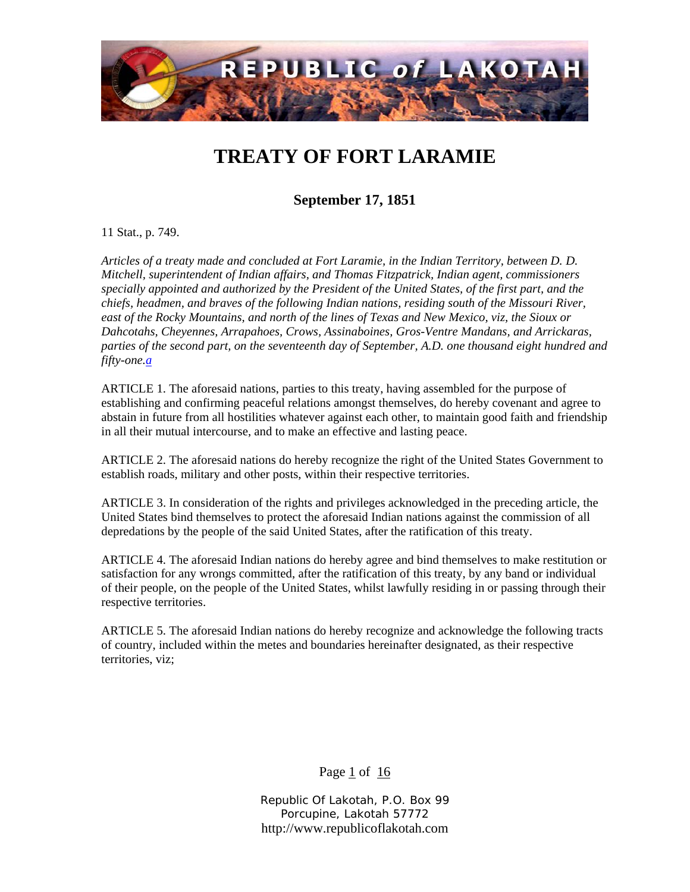# TREATY OF FORT LARAMIE

## September 17, 1851

11 Stat., p. 749.

*Articles of a treaty made and concluded at Fort Laramie, in the Indian Territory, between D. D. Mitchell, superintendent of Indian affairs, and Thomas Fitzpatrick, Indian agent, commissioners specially appointed and authorized by the President of the United States, of the first part, and the chiefs, headmen, and braves of the following Indian nations, residing south of the Missouri River, east of the Rocky Mountains, and north of the lines of Texas and New Mexico, viz, the Sioux or Dahcotahs, Cheyennes, Arrapahoes, Crows, Assinaboines, Gros-Ventre Mandans, and Arrickaras, parties of the second part, on the seventeenth day of September, A.D. one thousand eight hundred and fifty-one.*[a]

ARTICLE 1. The aforesaid nations, parties to this treaty, having assembled for the purpose of establishing and confirming peaceful relations amongst themselves, do hereby covenant and agree to abstain in future from all hostilities whatever against each other, to maintain good faith and friendship in all their mutual intercourse, and to make an effective and lasting peace.

ARTICLE 2. The aforesaid nations do hereby recognize the right of the United States Government to establish roads, military and other posts, within their respective territories.

ARTICLE 3. In consideration of the rights and privileges acknowledged in the preceding article, the United States bind themselves to protect the aforesaid Indian nations against the commission of all depredations by the people of the said United States, after the ratification of this treaty.

ARTICLE 4. The aforesaid Indian nations do hereby agree and bind themselves to make restitution or satisfaction for any wrongs committed, after the ratification of this treaty, by any band or individual of their people, on the people of the United States, whilst lawfully residing in or passing through their respective territories.

ARTICLE 5. The aforesaid Indian nations do hereby recognize and acknowledge the following tracts of country, included within the metes and boundaries hereinafter designated, as their respective territories, viz;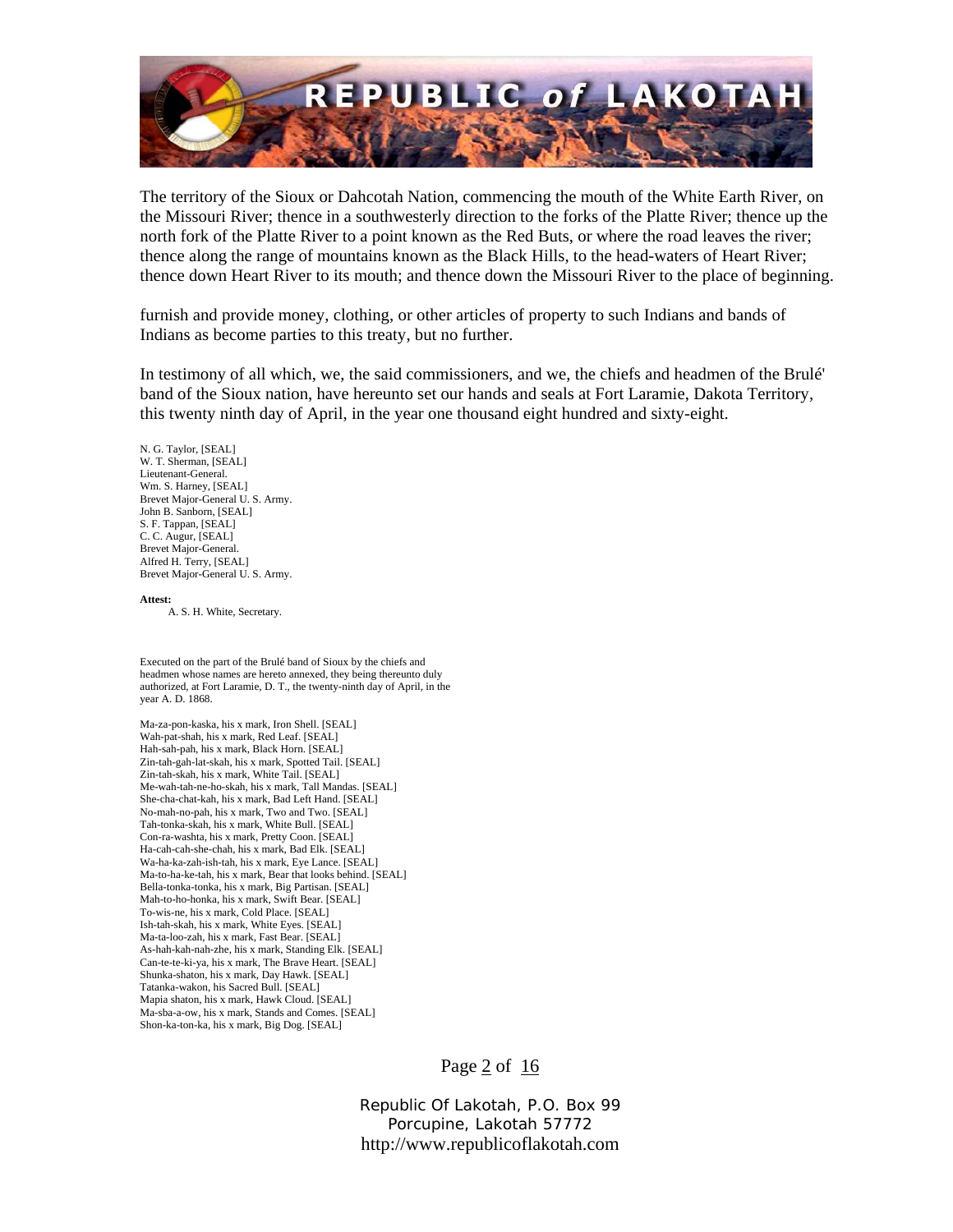The territory of the Sioux or Dahcotah Nation, commencing the mouth of the White Earth River, on the Missouri River; thence in a southwesterly direction to the forks of the Platte River; thence up the north fork of the Platte River to a point known as the Red Buts, or where the road leaves the river; thence along the range of mountains known as the Black Hills, to the head-waters of Heart River; thence down Heart River to its mouth; and thence down the Missouri River to the place of beginning.

furnish and provide money, clothing, or other articles of property to such Indians and bands of Indians as become parties to this treaty, but no further.

In testimony of all which, we, the said commissioners, and we, the chiefs and headmen of the Brulé' band of the Sioux nation, have hereunto set our hands and seals at Fort Laramie, Dakota Territory, this twenty ninth day of April, in the year one thousand eight hundred and sixty-eight.

N. G. Taylor, [SEAL]
W. T. Sherman, [SEAL]
Lieutenant-General.
Wm. S. Harney, [SEAL]
Brevet Major-General U. S. Army.
John B. Sanborn, [SEAL]
S. F. Tappan, [SEAL]
C. C. Augur, [SEAL]
Brevet Major-General.
Alfred H. Terry, [SEAL]
Brevet Major-General U. S. Army.

**Attest:**
A. S. H. White, Secretary.

Executed on the part of the Brulé band of Sioux by the chiefs and headmen whose names are hereto annexed, they being thereunto duly authorized, at Fort Laramie, D. T., the twenty-ninth day of April, in the year A. D. 1868.

Ma-za-pon-kaska, his x mark, Iron Shell. [SEAL]
Wah-pat-shah, his x mark, Red Leaf. [SEAL]
Hah-sah-pah, his x mark, Black Horn. [SEAL]
Zin-tah-gah-lat-skah, his x mark, Spotted Tail. [SEAL]
Zin-tah-skah, his x mark, White Tail. [SEAL]
Me-wah-tah-ne-ho-skah, his x mark, Tall Mandas. [SEAL]
She-cha-chat-kah, his x mark, Bad Left Hand. [SEAL]
No-mah-no-pah, his x mark, Two and Two. [SEAL]
Tah-tonka-skah, his x mark, White Bull. [SEAL]
Con-ra-washta, his x mark, Pretty Coon. [SEAL]
Ha-cah-cah-she-chah, his x mark, Bad Elk. [SEAL]
Wa-ha-ka-zah-ish-tah, his x mark, Eye Lance. [SEAL]
Ma-to-ha-ke-tah, his x mark, Bear that looks behind. [SEAL]
Bella-tonka-tonka, his x mark, Big Partisan. [SEAL]
Mah-to-ho-honka, his x mark, Swift Bear. [SEAL]
To-wis-ne, his x mark, Cold Place. [SEAL]
Ish-tah-skah, his x mark, White Eyes. [SEAL]
Ma-ta-loo-zah, his x mark, Fast Bear. [SEAL]
As-hah-kah-nah-zhe, his x mark, Standing Elk. [SEAL]
Can-te-te-ki-ya, his x mark, The Brave Heart. [SEAL]
Shunka-shaton, his x mark, Day Hawk. [SEAL]
Tatanka-wakon, his Sacred Bull. [SEAL]
Mapia shaton, his x mark, Hawk Cloud. [SEAL]
Ma-sba-a-ow, his x mark, Stands and Comes. [SEAL]
Shon-ka-ton-ka, his x mark, Big Dog. [SEAL]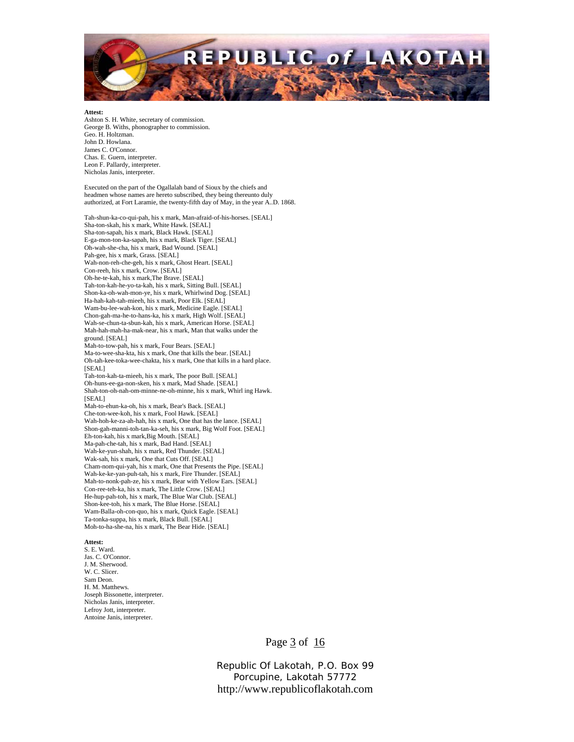**Attest:**
Ashton S. H. White, secretary of commission.
George B. Withs, phonographer to commission.
Geo. H. Holtzman.
John D. Howlana.
James C. O'Connor.
Chas. E. Guern, interpreter.
Leon F. Pallardy, interpreter.
Nicholas Janis, interpreter.

Executed on the part of the Ogallalah band of Sioux by the chiefs and headmen whose names are hereto subscribed, they being thereunto duly authorized, at Fort Laramie, the twenty-fifth day of May, in the year A..D. 1868.

Tah-shun-ka-co-qui-pah, his x mark, Man-afraid-of-his-horses. [SEAL]
Sha-ton-skah, his x mark, White Hawk. [SEAL]
Sha-ton-sapah, his x mark, Black Hawk. [SEAL]
E-ga-mon-ton-ka-sapah, his x mark, Black Tiger. [SEAL]
Oh-wah-she-cha, his x mark, Bad Wound. [SEAL]
Pah-gee, his x mark, Grass. [SEAL]
Wah-non-reh-che-geh, his x mark, Ghost Heart. [SEAL]
Con-reeh, his x mark, Crow. [SEAL]
Oh-he-te-kah, his x mark,The Brave. [SEAL]
Tah-ton-kah-he-yo-ta-kah, his x mark, Sitting Bull. [SEAL]
Shon-ka-oh-wah-mon-ye, his x mark, Whirlwind Dog. [SEAL]
Ha-hah-kah-tah-mieeh, his x mark, Poor Elk. [SEAL]
Wam-bu-lee-wah-kon, his x mark, Medicine Eagle. [SEAL]
Chon-gah-ma-he-to-hans-ka, his x mark, High Wolf. [SEAL]
Wah-se-chun-ta-sbun-kah, his x mark, American Horse. [SEAL]
Mah-hah-mah-ha-mak-near, his x mark, Man that walks under the ground. [SEAL]
Mah-to-tow-pah, his x mark, Four Bears. [SEAL]
Ma-to-wee-sha-kta, his x mark, One that kills the bear. [SEAL]
Oh-tah-kee-toka-wee-chakta, his x mark, One that kills in a hard place. [SEAL]
Tah-ton-kah-ta-mieeh, his x mark, The poor Bull. [SEAL]
Oh-huns-ee-ga-non-sken, his x mark, Mad Shade. [SEAL]
Shah-ton-oh-nah-om-minne-ne-oh-minne, his x mark, Whirl ing Hawk. [SEAL]
Mah-to-ehun-ka-oh, his x mark, Bear's Back. [SEAL]
Che-ton-wee-koh, his x mark, Fool Hawk. [SEAL]
Wah-hoh-ke-za-ah-hah, his x mark, One that has the lance. [SEAL]
Shon-gah-manni-toh-tan-ka-seh, his x mark, Big Wolf Foot. [SEAL]
Eh-ton-kah, his x mark,Big Mouth. [SEAL]
Ma-pah-che-tah, his x mark, Bad Hand. [SEAL]
Wah-ke-yun-shah, his x mark, Red Thunder. [SEAL]
Wak-sah, his x mark, One that Cuts Off. [SEAL]
Cham-nom-qui-yah, his x mark, One that Presents the Pipe. [SEAL]
Wah-ke-ke-yan-puh-tah, his x mark, Fire Thunder. [SEAL]
Mah-to-nonk-pah-ze, his x mark, Bear with Yellow Ears. [SEAL]
Con-ree-teh-ka, his x mark, The Little Crow. [SEAL]
He-hup-pah-toh, his x mark, The Blue War Club. [SEAL]
Shon-kee-toh, his x mark, The Blue Horse. [SEAL]
Wam-Balla-oh-con-quo, his x mark, Quick Eagle. [SEAL]
Ta-tonka-suppa, his x mark, Black Bull. [SEAL]
Moh-to-ha-she-na, his x mark, The Bear Hide. [SEAL]

**Attest:**
S. E. Ward.
Jas. C. O'Connor.
J. M. Sherwood.
W. C. Slicer.
Sam Deon.
H. M. Matthews.
Joseph Bissonette, interpreter.
Nicholas Janis, interpreter.
Lefroy Jott, interpreter.
Antoine Janis, interpreter.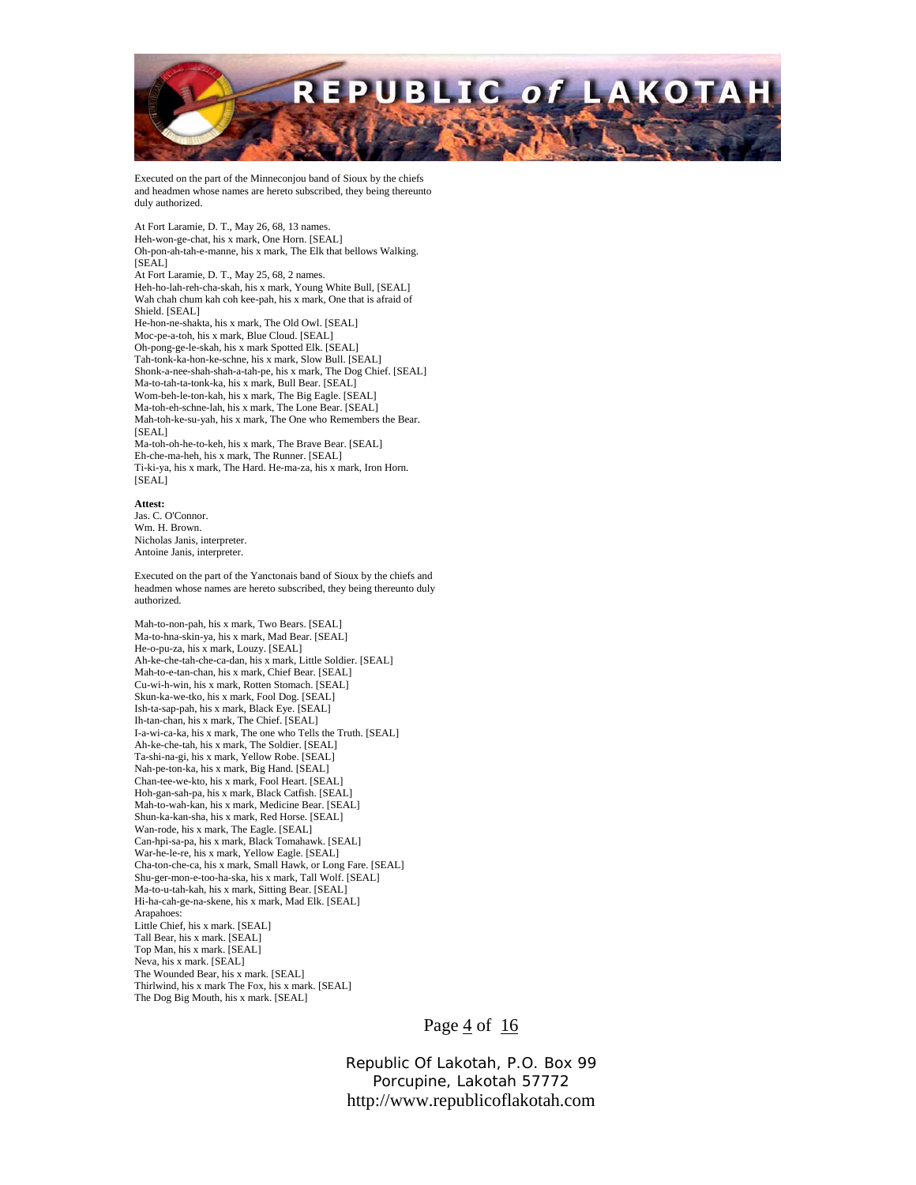Executed on the part of the Minneconjou band of Sioux by the chiefs and headmen whose names are hereto subscribed, they being thereunto duly authorized.

At Fort Laramie, D. T., May 26, 68, 13 names.
Heh-won-ge-chat, his x mark, One Horn. [SEAL]
Oh-pon-ah-tah-e-manne, his x mark, The Elk that bellows Walking. [SEAL]
At Fort Laramie, D. T., May 25, 68, 2 names.
Heh-ho-lah-reh-cha-skah, his x mark, Young White Bull, [SEAL]
Wah chah chum kah coh kee-pah, his x mark, One that is afraid of Shield. [SEAL]
He-hon-ne-shakta, his x mark, The Old Owl. [SEAL]
Moc-pe-a-toh, his x mark, Blue Cloud. [SEAL]
Oh-pong-ge-le-skah, his x mark Spotted Elk. [SEAL]
Tah-tonk-ka-hon-ke-schne, his x mark, Slow Bull. [SEAL]
Shonk-a-nee-shah-shah-a-tah-pe, his x mark, The Dog Chief. [SEAL]
Ma-to-tah-ta-tonk-ka, his x mark, Bull Bear. [SEAL]
Wom-beh-le-ton-kah, his x mark, The Big Eagle. [SEAL]
Ma-toh-eh-schne-lah, his x mark, The Lone Bear. [SEAL]
Mah-toh-ke-su-yah, his x mark, The One who Remembers the Bear. [SEAL]
Ma-toh-oh-he-to-keh, his x mark, The Brave Bear. [SEAL]
Eh-che-ma-heh, his x mark, The Runner. [SEAL]
Ti-ki-ya, his x mark, The Hard. He-ma-za, his x mark, Iron Horn. [SEAL]

**Attest:**
Jas. C. O'Connor.
Wm. H. Brown.
Nicholas Janis, interpreter.
Antoine Janis, interpreter.

Executed on the part of the Yanctonais band of Sioux by the chiefs and headmen whose names are hereto subscribed, they being thereunto duly authorized.

Mah-to-non-pah, his x mark, Two Bears. [SEAL]
Ma-to-hna-skin-ya, his x mark, Mad Bear. [SEAL]
He-o-pu-za, his x mark, Louzy. [SEAL]
Ah-ke-che-tah-che-ca-dan, his x mark, Little Soldier. [SEAL]
Mah-to-e-tan-chan, his x mark, Chief Bear. [SEAL]
Cu-wi-h-win, his x mark, Rotten Stomach. [SEAL]
Skun-ka-we-tko, his x mark, Fool Dog. [SEAL]
Ish-ta-sap-pah, his x mark, Black Eye. [SEAL]
Ih-tan-chan, his x mark, The Chief. [SEAL]
I-a-wi-ca-ka, his x mark, The one who Tells the Truth. [SEAL]
Ah-ke-che-tah, his x mark, The Soldier. [SEAL]
Ta-shi-na-gi, his x mark, Yellow Robe. [SEAL]
Nah-pe-ton-ka, his x mark, Big Hand. [SEAL]
Chan-tee-we-kto, his x mark, Fool Heart. [SEAL]
Hoh-gan-sah-pa, his x mark, Black Catfish. [SEAL]
Mah-to-wah-kan, his x mark, Medicine Bear. [SEAL]
Shun-ka-kan-sha, his x mark, Red Horse. [SEAL]
Wan-rode, his x mark, The Eagle. [SEAL]
Can-hpi-sa-pa, his x mark, Black Tomahawk. [SEAL]
War-he-le-re, his x mark, Yellow Eagle. [SEAL]
Cha-ton-che-ca, his x mark, Small Hawk, or Long Fare. [SEAL]
Shu-ger-mon-e-too-ha-ska, his x mark, Tall Wolf. [SEAL]
Ma-to-u-tah-kah, his x mark, Sitting Bear. [SEAL]
Hi-ha-cah-ge-na-skene, his x mark, Mad Elk. [SEAL]
Arapahoes:
Little Chief, his x mark. [SEAL]
Tall Bear, his x mark. [SEAL]
Top Man, his x mark. [SEAL]
Neva, his x mark. [SEAL]
The Wounded Bear, his x mark. [SEAL]
Thirlwind, his x mark The Fox, his x mark. [SEAL]
The Dog Big Mouth, his x mark. [SEAL]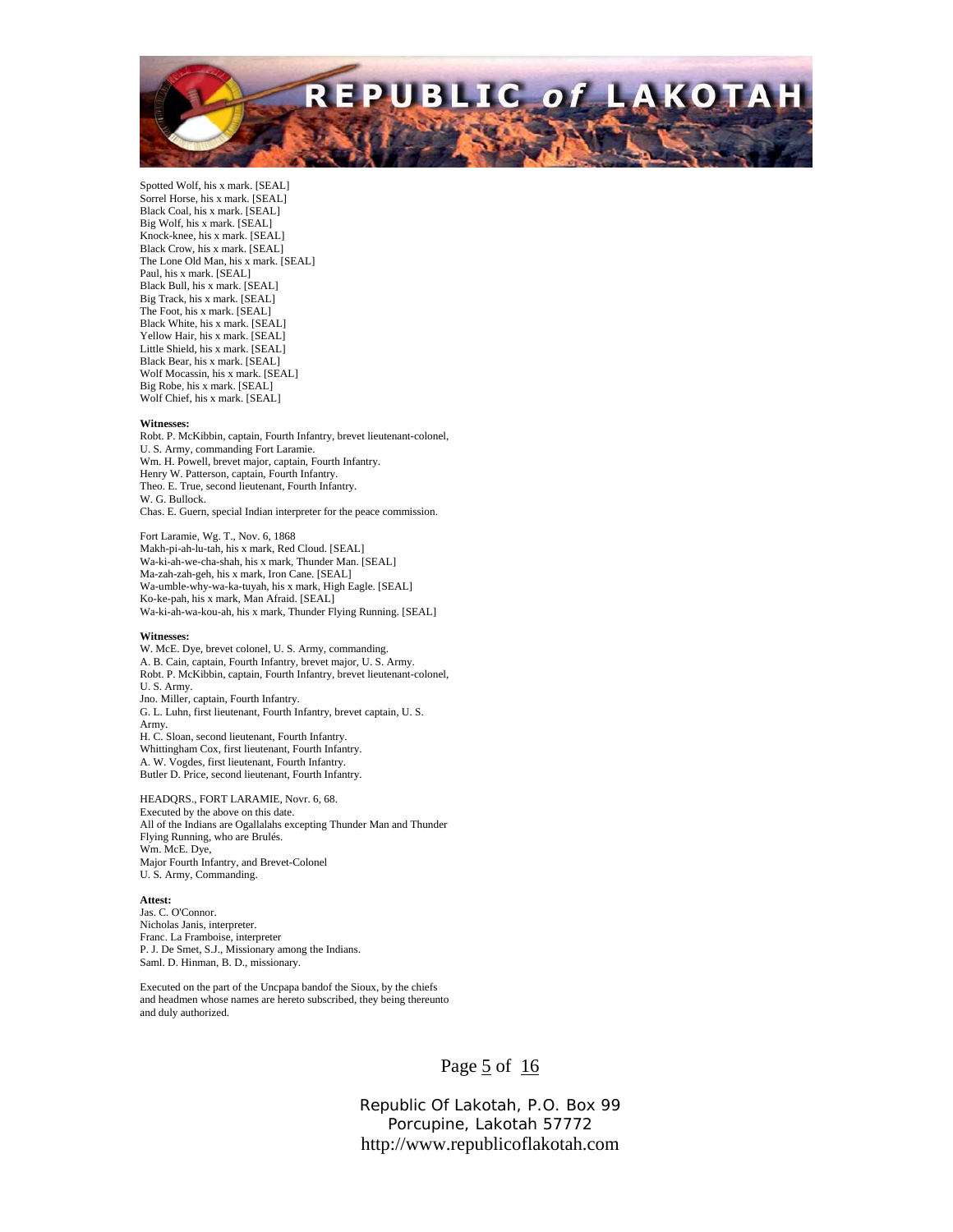Spotted Wolf, his x mark. [SEAL]
Sorrel Horse, his x mark. [SEAL]
Black Coal, his x mark. [SEAL]
Big Wolf, his x mark. [SEAL]
Knock-knee, his x mark. [SEAL]
Black Crow, his x mark. [SEAL]
The Lone Old Man, his x mark. [SEAL]
Paul, his x mark. [SEAL]
Black Bull, his x mark. [SEAL]
Big Track, his x mark. [SEAL]
The Foot, his x mark. [SEAL]
Black White, his x mark. [SEAL]
Yellow Hair, his x mark. [SEAL]
Little Shield, his x mark. [SEAL]
Black Bear, his x mark. [SEAL]
Wolf Mocassin, his x mark. [SEAL]
Big Robe, his x mark. [SEAL]
Wolf Chief, his x mark. [SEAL]

**Witnesses:**
Robt. P. McKibbin, captain, Fourth Infantry, brevet lieutenant-colonel, U. S. Army, commanding Fort Laramie.
Wm. H. Powell, brevet major, captain, Fourth Infantry.
Henry W. Patterson, captain, Fourth Infantry.
Theo. E. True, second lieutenant, Fourth Infantry.
W. G. Bullock.
Chas. E. Guern, special Indian interpreter for the peace commission.

Fort Laramie, Wg. T., Nov. 6, 1868
Makh-pi-ah-lu-tah, his x mark, Red Cloud. [SEAL]
Wa-ki-ah-we-cha-shah, his x mark, Thunder Man. [SEAL]
Ma-zah-zah-geh, his x mark, Iron Cane. [SEAL]
Wa-umble-why-wa-ka-tuyah, his x mark, High Eagle. [SEAL]
Ko-ke-pah, his x mark, Man Afraid. [SEAL]
Wa-ki-ah-wa-kou-ah, his x mark, Thunder Flying Running. [SEAL]

**Witnesses:**
W. McE. Dye, brevet colonel, U. S. Army, commanding.
A. B. Cain, captain, Fourth Infantry, brevet major, U. S. Army.
Robt. P. McKibbin, captain, Fourth Infantry, brevet lieutenant-colonel, U. S. Army.
Jno. Miller, captain, Fourth Infantry.
G. L. Luhn, first lieutenant, Fourth Infantry, brevet captain, U. S. Army.
H. C. Sloan, second lieutenant, Fourth Infantry.
Whittingham Cox, first lieutenant, Fourth Infantry.
A. W. Vogdes, first lieutenant, Fourth Infantry.
Butler D. Price, second lieutenant, Fourth Infantry.

HEADQRS., FORT LARAMIE, Novr. 6, 68.
Executed by the above on this date.
All of the Indians are Ogallalahs excepting Thunder Man and Thunder Flying Running, who are Brulés.
Wm. McE. Dye,
Major Fourth Infantry, and Brevet-Colonel
U. S. Army, Commanding.

**Attest:**
Jas. C. O'Connor.
Nicholas Janis, interpreter.
Franc. La Framboise, interpreter
P. J. De Smet, S.J., Missionary among the Indians.
Saml. D. Hinman, B. D., missionary.

Executed on the part of the Uncpapa bandof the Sioux, by the chiefs and headmen whose names are hereto subscribed, they being thereunto and duly authorized.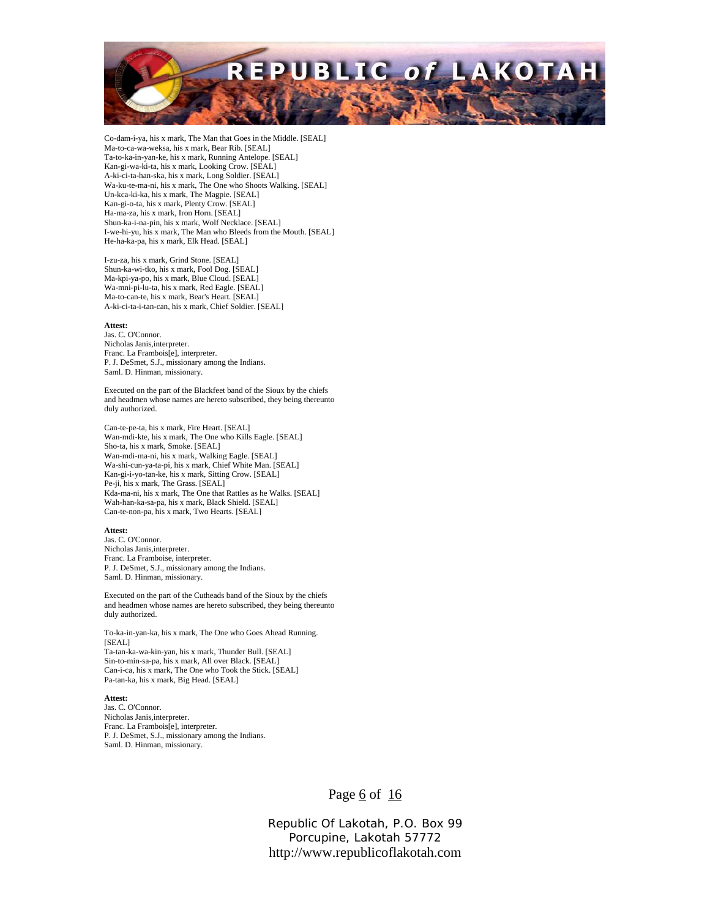Co-dam-i-ya, his x mark, The Man that Goes in the Middle. [SEAL]
Ma-to-ca-wa-weksa, his x mark, Bear Rib. [SEAL]
Ta-to-ka-in-yan-ke, his x mark, Running Antelope. [SEAL]
Kan-gi-wa-ki-ta, his x mark, Looking Crow. [SEAL]
A-ki-ci-ta-han-ska, his x mark, Long Soldier. [SEAL]
Wa-ku-te-ma-ni, his x mark, The One who Shoots Walking. [SEAL]
Un-kca-ki-ka, his x mark, The Magpie. [SEAL]
Kan-gi-o-ta, his x mark, Plenty Crow. [SEAL]
Ha-ma-za, his x mark, Iron Horn. [SEAL]
Shun-ka-i-na-pin, his x mark, Wolf Necklace. [SEAL]
I-we-hi-yu, his x mark, The Man who Bleeds from the Mouth. [SEAL]
He-ha-ka-pa, his x mark, Elk Head. [SEAL]

I-zu-za, his x mark, Grind Stone. [SEAL]
Shun-ka-wi-tko, his x mark, Fool Dog. [SEAL]
Ma-kpi-ya-po, his x mark, Blue Cloud. [SEAL]
Wa-mni-pi-lu-ta, his x mark, Red Eagle. [SEAL]
Ma-to-can-te, his x mark, Bear's Heart. [SEAL]
A-ki-ci-ta-i-tan-can, his x mark, Chief Soldier. [SEAL]

**Attest:**
Jas. C. O'Connor.
Nicholas Janis,interpreter.
Franc. La Frambois[e], interpreter.
P. J. DeSmet, S.J., missionary among the Indians.
Saml. D. Hinman, missionary.

Executed on the part of the Blackfeet band of the Sioux by the chiefs and headmen whose names are hereto subscribed, they being thereunto duly authorized.

Can-te-pe-ta, his x mark, Fire Heart. [SEAL]
Wan-mdi-kte, his x mark, The One who Kills Eagle. [SEAL]
Sho-ta, his x mark, Smoke. [SEAL]
Wan-mdi-ma-ni, his x mark, Walking Eagle. [SEAL]
Wa-shi-cun-ya-ta-pi, his x mark, Chief White Man. [SEAL]
Kan-gi-i-yo-tan-ke, his x mark, Sitting Crow. [SEAL]
Pe-ji, his x mark, The Grass. [SEAL]
Kda-ma-ni, his x mark, The One that Rattles as he Walks. [SEAL]
Wah-han-ka-sa-pa, his x mark, Black Shield. [SEAL]
Can-te-non-pa, his x mark, Two Hearts. [SEAL]

**Attest:**
Jas. C. O'Connor.
Nicholas Janis,interpreter.
Franc. La Framboise, interpreter.
P. J. DeSmet, S.J., missionary among the Indians.
Saml. D. Hinman, missionary.

Executed on the part of the Cutheads band of the Sioux by the chiefs and headmen whose names are hereto subscribed, they being thereunto duly authorized.

To-ka-in-yan-ka, his x mark, The One who Goes Ahead Running. [SEAL]
Ta-tan-ka-wa-kin-yan, his x mark, Thunder Bull. [SEAL]
Sin-to-min-sa-pa, his x mark, All over Black. [SEAL]
Can-i-ca, his x mark, The One who Took the Stick. [SEAL]
Pa-tan-ka, his x mark, Big Head. [SEAL]

**Attest:**
Jas. C. O'Connor.
Nicholas Janis,interpreter.
Franc. La Frambois[e], interpreter.
P. J. DeSmet, S.J., missionary among the Indians.
Saml. D. Hinman, missionary.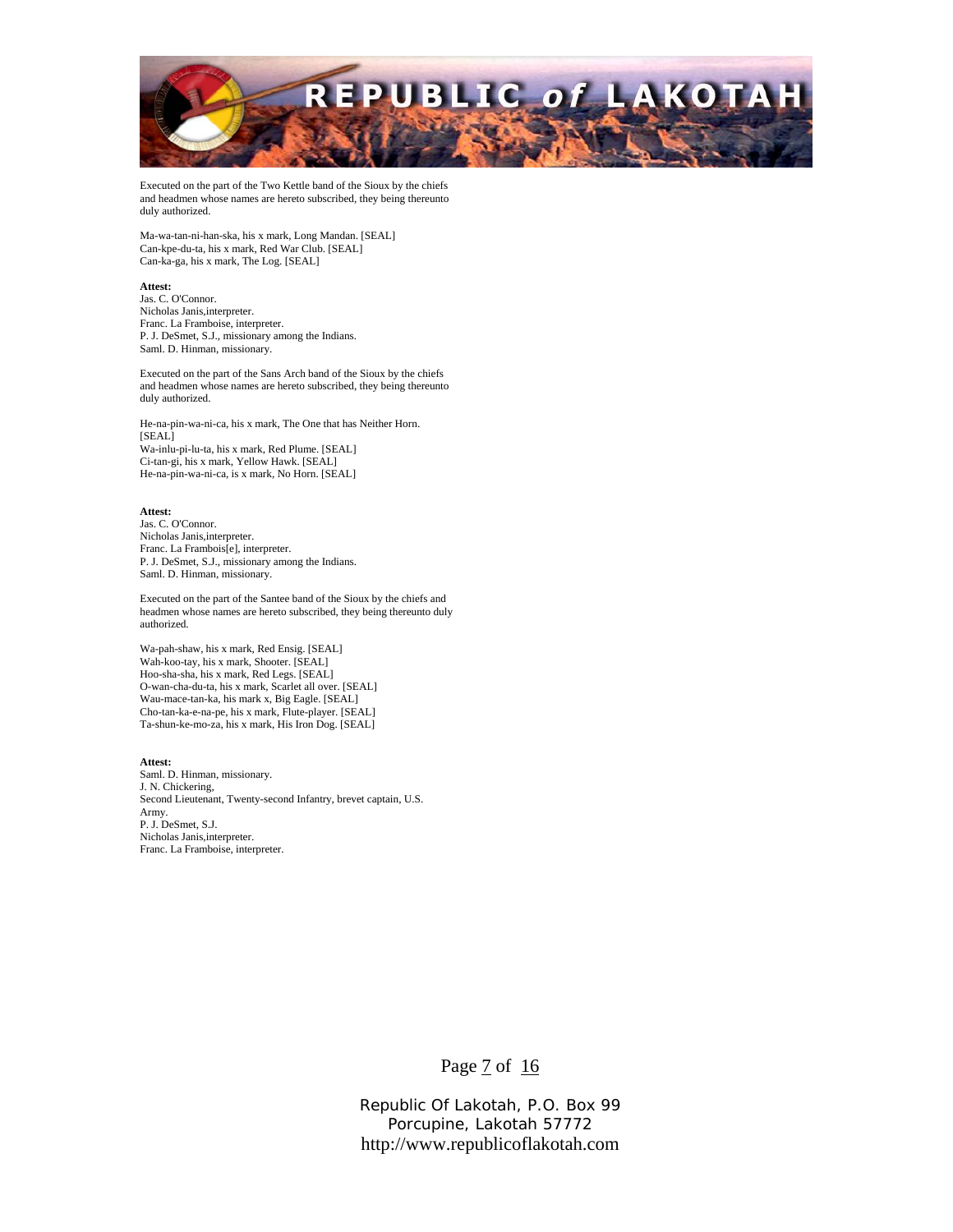Executed on the part of the Two Kettle band of the Sioux by the chiefs and headmen whose names are hereto subscribed, they being thereunto duly authorized.

Ma-wa-tan-ni-han-ska, his x mark, Long Mandan. [SEAL]
Can-kpe-du-ta, his x mark, Red War Club. [SEAL]
Can-ka-ga, his x mark, The Log. [SEAL]

**Attest:**
Jas. C. O'Connor.
Nicholas Janis,interpreter.
Franc. La Framboise, interpreter.
P. J. DeSmet, S.J., missionary among the Indians.
Saml. D. Hinman, missionary.

Executed on the part of the Sans Arch band of the Sioux by the chiefs and headmen whose names are hereto subscribed, they being thereunto duly authorized.

He-na-pin-wa-ni-ca, his x mark, The One that has Neither Horn. [SEAL]
Wa-inlu-pi-lu-ta, his x mark, Red Plume. [SEAL]
Ci-tan-gi, his x mark, Yellow Hawk. [SEAL]
He-na-pin-wa-ni-ca, is x mark, No Horn. [SEAL]

**Attest:**
Jas. C. O'Connor.
Nicholas Janis,interpreter.
Franc. La Frambois[e], interpreter.
P. J. DeSmet, S.J., missionary among the Indians.
Saml. D. Hinman, missionary.

Executed on the part of the Santee band of the Sioux by the chiefs and headmen whose names are hereto subscribed, they being thereunto duly authorized.

Wa-pah-shaw, his x mark, Red Ensig. [SEAL]
Wah-koo-tay, his x mark, Shooter. [SEAL]
Hoo-sha-sha, his x mark, Red Legs. [SEAL]
O-wan-cha-du-ta, his x mark, Scarlet all over. [SEAL]
Wau-mace-tan-ka, his mark x, Big Eagle. [SEAL]
Cho-tan-ka-e-na-pe, his x mark, Flute-player. [SEAL]
Ta-shun-ke-mo-za, his x mark, His Iron Dog. [SEAL]

**Attest:**
Saml. D. Hinman, missionary.
J. N. Chickering,
Second Lieutenant, Twenty-second Infantry, brevet captain, U.S. Army.
P. J. DeSmet, S.J.
Nicholas Janis,interpreter.
Franc. La Framboise, interpreter.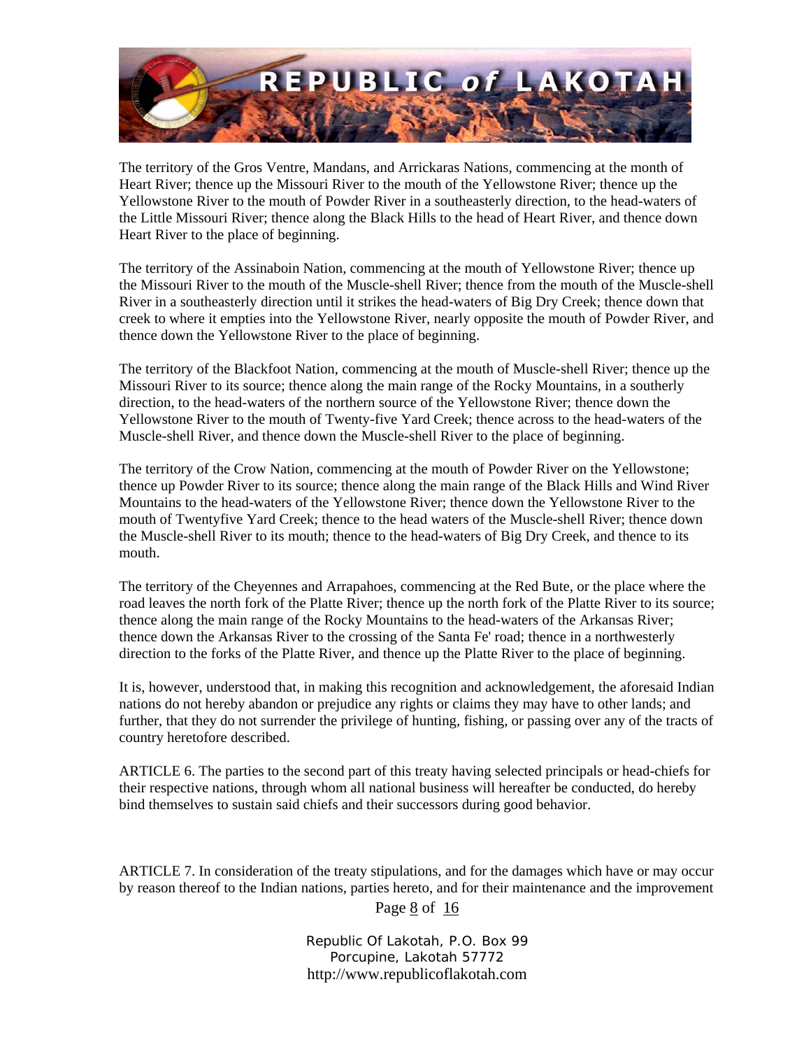The territory of the Gros Ventre, Mandans, and Arrickaras Nations, commencing at the month of Heart River; thence up the Missouri River to the mouth of the Yellowstone River; thence up the Yellowstone River to the mouth of Powder River in a southeasterly direction, to the head-waters of the Little Missouri River; thence along the Black Hills to the head of Heart River, and thence down Heart River to the place of beginning.

The territory of the Assinaboin Nation, commencing at the mouth of Yellowstone River; thence up the Missouri River to the mouth of the Muscle-shell River; thence from the mouth of the Muscle-shell River in a southeasterly direction until it strikes the head-waters of Big Dry Creek; thence down that creek to where it empties into the Yellowstone River, nearly opposite the mouth of Powder River, and thence down the Yellowstone River to the place of beginning.

The territory of the Blackfoot Nation, commencing at the mouth of Muscle-shell River; thence up the Missouri River to its source; thence along the main range of the Rocky Mountains, in a southerly direction, to the head-waters of the northern source of the Yellowstone River; thence down the Yellowstone River to the mouth of Twenty-five Yard Creek; thence across to the head-waters of the Muscle-shell River, and thence down the Muscle-shell River to the place of beginning.

The territory of the Crow Nation, commencing at the mouth of Powder River on the Yellowstone; thence up Powder River to its source; thence along the main range of the Black Hills and Wind River Mountains to the head-waters of the Yellowstone River; thence down the Yellowstone River to the mouth of Twentyfive Yard Creek; thence to the head waters of the Muscle-shell River; thence down the Muscle-shell River to its mouth; thence to the head-waters of Big Dry Creek, and thence to its mouth.

The territory of the Cheyennes and Arrapahoes, commencing at the Red Bute, or the place where the road leaves the north fork of the Platte River; thence up the north fork of the Platte River to its source; thence along the main range of the Rocky Mountains to the head-waters of the Arkansas River; thence down the Arkansas River to the crossing of the Santa Fe' road; thence in a northwesterly direction to the forks of the Platte River, and thence up the Platte River to the place of beginning.

It is, however, understood that, in making this recognition and acknowledgement, the aforesaid Indian nations do not hereby abandon or prejudice any rights or claims they may have to other lands; and further, that they do not surrender the privilege of hunting, fishing, or passing over any of the tracts of country heretofore described.

ARTICLE 6. The parties to the second part of this treaty having selected principals or head-chiefs for their respective nations, through whom all national business will hereafter be conducted, do hereby bind themselves to sustain said chiefs and their successors during good behavior.

ARTICLE 7. In consideration of the treaty stipulations, and for the damages which have or may occur by reason thereof to the Indian nations, parties hereto, and for their maintenance and the improvement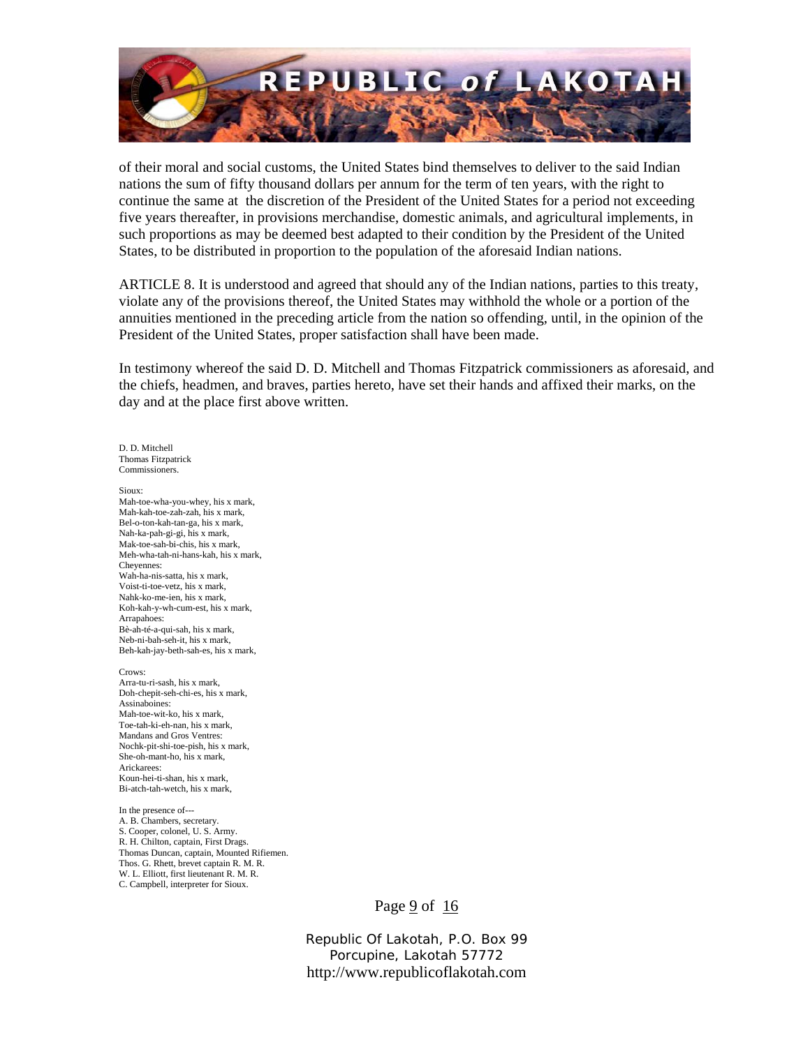of their moral and social customs, the United States bind themselves to deliver to the said Indian nations the sum of fifty thousand dollars per annum for the term of ten years, with the right to continue the same at the discretion of the President of the United States for a period not exceeding five years thereafter, in provisions merchandise, domestic animals, and agricultural implements, in such proportions as may be deemed best adapted to their condition by the President of the United States, to be distributed in proportion to the population of the aforesaid Indian nations.

ARTICLE 8. It is understood and agreed that should any of the Indian nations, parties to this treaty, violate any of the provisions thereof, the United States may withhold the whole or a portion of the annuities mentioned in the preceding article from the nation so offending, until, in the opinion of the President of the United States, proper satisfaction shall have been made.

In testimony whereof the said D. D. Mitchell and Thomas Fitzpatrick commissioners as aforesaid, and the chiefs, headmen, and braves, parties hereto, have set their hands and affixed their marks, on the day and at the place first above written.

D. D. Mitchell
Thomas Fitzpatrick
Commissioners.

Sioux:
Mah-toe-wha-you-whey, his x mark,
Mah-kah-toe-zah-zah, his x mark,
Bel-o-ton-kah-tan-ga, his x mark,
Nah-ka-pah-gi-gi, his x mark,
Mak-toe-sah-bi-chis, his x mark,
Meh-wha-tah-ni-hans-kah, his x mark,
Cheyennes:
Wah-ha-nis-satta, his x mark,
Voist-ti-toe-vetz, his x mark,
Nahk-ko-me-ien, his x mark,
Koh-kah-y-wh-cum-est, his x mark,
Arrapahoes:
Bè-ah-té-a-qui-sah, his x mark,
Neb-ni-bah-seh-it, his x mark,
Beh-kah-jay-beth-sah-es, his x mark,

Crows:
Arra-tu-ri-sash, his x mark,
Doh-chepit-seh-chi-es, his x mark,
Assinaboines:
Mah-toe-wit-ko, his x mark,
Toe-tah-ki-eh-nan, his x mark,
Mandans and Gros Ventres:
Nochk-pit-shi-toe-pish, his x mark,
She-oh-mant-ho, his x mark,
Arickarees:
Koun-hei-ti-shan, his x mark,
Bi-atch-tah-wetch, his x mark,

In the presence of---
A. B. Chambers, secretary.
S. Cooper, colonel, U. S. Army.
R. H. Chilton, captain, First Drags.
Thomas Duncan, captain, Mounted Rifiemen.
Thos. G. Rhett, brevet captain R. M. R.
W. L. Elliott, first lieutenant R. M. R.
C. Campbell, interpreter for Sioux.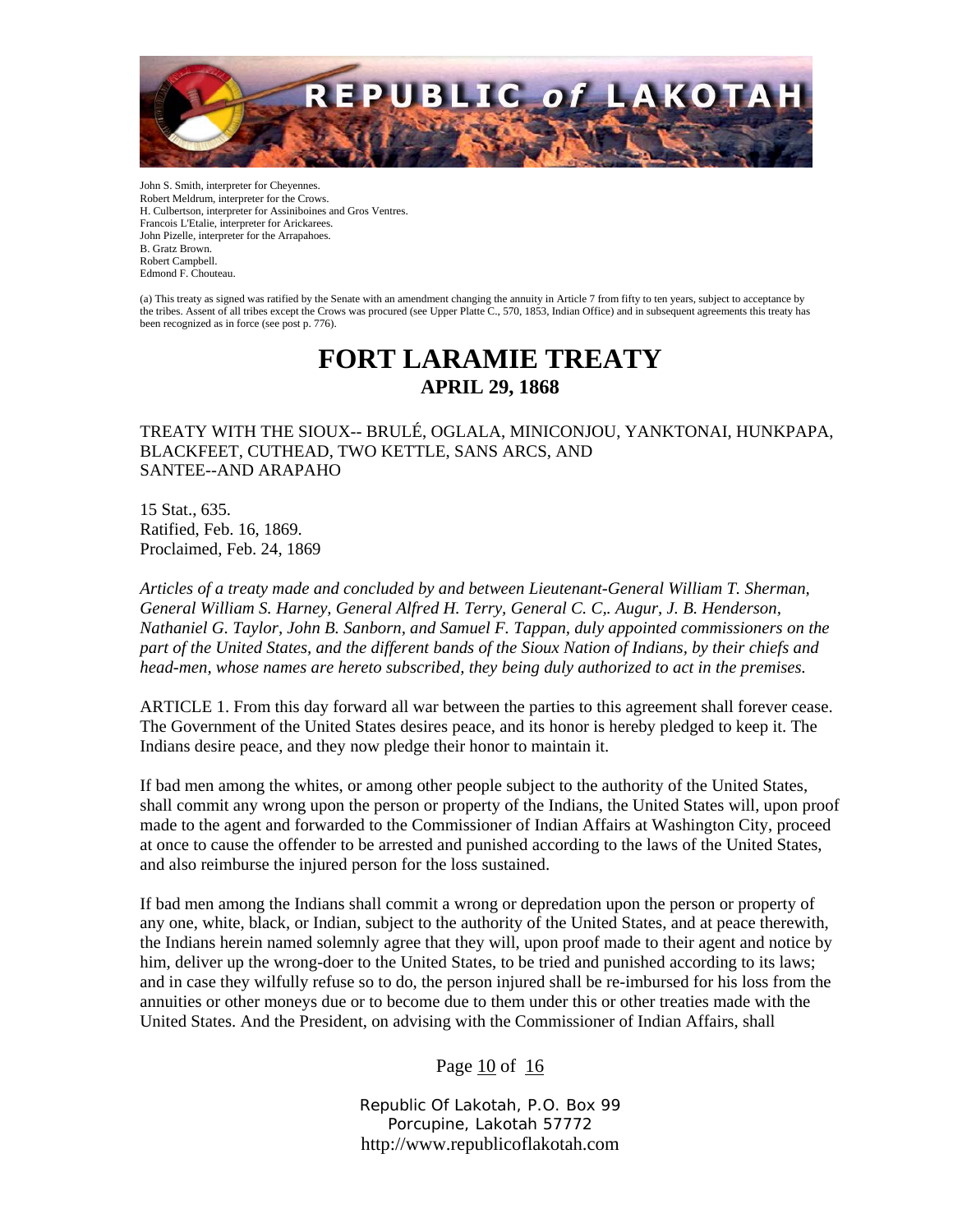John S. Smith, interpreter for Cheyennes.
Robert Meldrum, interpreter for the Crows.
H. Culbertson, interpreter for Assiniboines and Gros Ventres.
Francois L'Etalie, interpreter for Arickarees.
John Pizelle, interpreter for the Arrapahoes.
B. Gratz Brown.
Robert Campbell.
Edmond F. Chouteau.

(a) This treaty as signed was ratified by the Senate with an amendment changing the annuity in Article 7 from fifty to ten years, subject to acceptance by the tribes. Assent of all tribes except the Crows was procured (see Upper Platte C., 570, 1853, Indian Office) and in subsequent agreements this treaty has been recognized as in force (see post p. 776).

# FORT LARAMIE TREATY

## APRIL 29, 1868

TREATY WITH THE SIOUX-- BRULÉ, OGLALA, MINICONJOU, YANKTONAI, HUNKPAPA, BLACKFEET, CUTHEAD, TWO KETTLE, SANS ARCS, AND SANTEE--AND ARAPAHO

15 Stat., 635.
Ratified, Feb. 16, 1869.
Proclaimed, Feb. 24, 1869

*Articles of a treaty made and concluded by and between Lieutenant-General William T. Sherman, General William S. Harney, General Alfred H. Terry, General C. C,. Augur, J. B. Henderson, Nathaniel G. Taylor, John B. Sanborn, and Samuel F. Tappan, duly appointed commissioners on the part of the United States, and the different bands of the Sioux Nation of Indians, by their chiefs and head-men, whose names are hereto subscribed, they being duly authorized to act in the premises.*

ARTICLE 1. From this day forward all war between the parties to this agreement shall forever cease. The Government of the United States desires peace, and its honor is hereby pledged to keep it. The Indians desire peace, and they now pledge their honor to maintain it.

If bad men among the whites, or among other people subject to the authority of the United States, shall commit any wrong upon the person or property of the Indians, the United States will, upon proof made to the agent and forwarded to the Commissioner of Indian Affairs at Washington City, proceed at once to cause the offender to be arrested and punished according to the laws of the United States, and also reimburse the injured person for the loss sustained.

If bad men among the Indians shall commit a wrong or depredation upon the person or property of any one, white, black, or Indian, subject to the authority of the United States, and at peace therewith, the Indians herein named solemnly agree that they will, upon proof made to their agent and notice by him, deliver up the wrong-doer to the United States, to be tried and punished according to its laws; and in case they wilfully refuse so to do, the person injured shall be re-imbursed for his loss from the annuities or other moneys due or to become due to them under this or other treaties made with the United States. And the President, on advising with the Commissioner of Indian Affairs, shall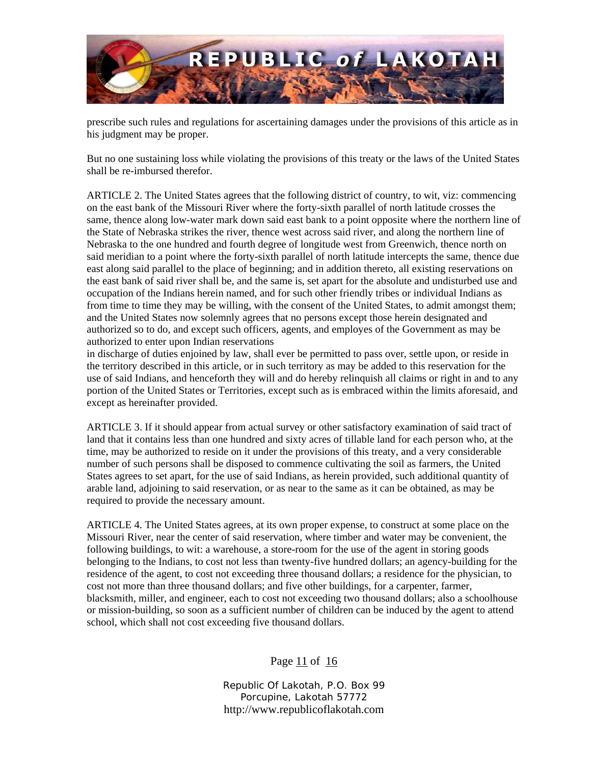prescribe such rules and regulations for ascertaining damages under the provisions of this article as in his judgment may be proper.

But no one sustaining loss while violating the provisions of this treaty or the laws of the United States shall be re-imbursed therefor.

ARTICLE 2. The United States agrees that the following district of country, to wit, viz: commencing on the east bank of the Missouri River where the forty-sixth parallel of north latitude crosses the same, thence along low-water mark down said east bank to a point opposite where the northern line of the State of Nebraska strikes the river, thence west across said river, and along the northern line of Nebraska to the one hundred and fourth degree of longitude west from Greenwich, thence north on said meridian to a point where the forty-sixth parallel of north latitude intercepts the same, thence due east along said parallel to the place of beginning; and in addition thereto, all existing reservations on the east bank of said river shall be, and the same is, set apart for the absolute and undisturbed use and occupation of the Indians herein named, and for such other friendly tribes or individual Indians as from time to time they may be willing, with the consent of the United States, to admit amongst them; and the United States now solemnly agrees that no persons except those herein designated and authorized so to do, and except such officers, agents, and employes of the Government as may be authorized to enter upon Indian reservations in discharge of duties enjoined by law, shall ever be permitted to pass over, settle upon, or reside in the territory described in this article, or in such territory as may be added to this reservation for the use of said Indians, and henceforth they will and do hereby relinquish all claims or right in and to any portion of the United States or Territories, except such as is embraced within the limits aforesaid, and except as hereinafter provided.

ARTICLE 3. If it should appear from actual survey or other satisfactory examination of said tract of land that it contains less than one hundred and sixty acres of tillable land for each person who, at the time, may be authorized to reside on it under the provisions of this treaty, and a very considerable number of such persons shall be disposed to commence cultivating the soil as farmers, the United States agrees to set apart, for the use of said Indians, as herein provided, such additional quantity of arable land, adjoining to said reservation, or as near to the same as it can be obtained, as may be required to provide the necessary amount.

ARTICLE 4. The United States agrees, at its own proper expense, to construct at some place on the Missouri River, near the center of said reservation, where timber and water may be convenient, the following buildings, to wit: a warehouse, a store-room for the use of the agent in storing goods belonging to the Indians, to cost not less than twenty-five hundred dollars; an agency-building for the residence of the agent, to cost not exceeding three thousand dollars; a residence for the physician, to cost not more than three thousand dollars; and five other buildings, for a carpenter, farmer, blacksmith, miller, and engineer, each to cost not exceeding two thousand dollars; also a schoolhouse or mission-building, so soon as a sufficient number of children can be induced by the agent to attend school, which shall not cost exceeding five thousand dollars.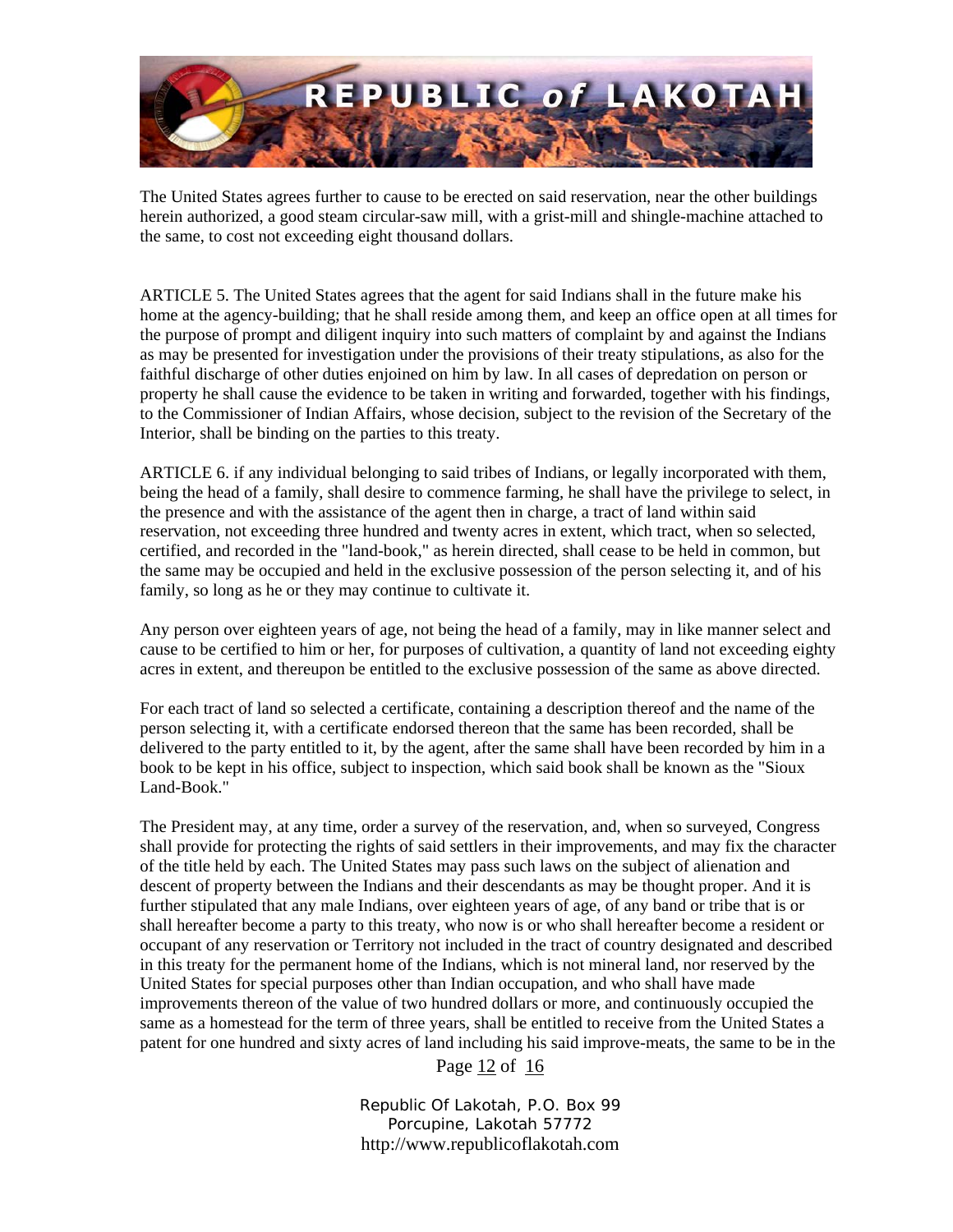The United States agrees further to cause to be erected on said reservation, near the other buildings herein authorized, a good steam circular-saw mill, with a grist-mill and shingle-machine attached to the same, to cost not exceeding eight thousand dollars.

ARTICLE 5. The United States agrees that the agent for said Indians shall in the future make his home at the agency-building; that he shall reside among them, and keep an office open at all times for the purpose of prompt and diligent inquiry into such matters of complaint by and against the Indians as may be presented for investigation under the provisions of their treaty stipulations, as also for the faithful discharge of other duties enjoined on him by law. In all cases of depredation on person or property he shall cause the evidence to be taken in writing and forwarded, together with his findings, to the Commissioner of Indian Affairs, whose decision, subject to the revision of the Secretary of the Interior, shall be binding on the parties to this treaty.

ARTICLE 6. if any individual belonging to said tribes of Indians, or legally incorporated with them, being the head of a family, shall desire to commence farming, he shall have the privilege to select, in the presence and with the assistance of the agent then in charge, a tract of land within said reservation, not exceeding three hundred and twenty acres in extent, which tract, when so selected, certified, and recorded in the "land-book," as herein directed, shall cease to be held in common, but the same may be occupied and held in the exclusive possession of the person selecting it, and of his family, so long as he or they may continue to cultivate it.

Any person over eighteen years of age, not being the head of a family, may in like manner select and cause to be certified to him or her, for purposes of cultivation, a quantity of land not exceeding eighty acres in extent, and thereupon be entitled to the exclusive possession of the same as above directed.

For each tract of land so selected a certificate, containing a description thereof and the name of the person selecting it, with a certificate endorsed thereon that the same has been recorded, shall be delivered to the party entitled to it, by the agent, after the same shall have been recorded by him in a book to be kept in his office, subject to inspection, which said book shall be known as the "Sioux Land-Book."

The President may, at any time, order a survey of the reservation, and, when so surveyed, Congress shall provide for protecting the rights of said settlers in their improvements, and may fix the character of the title held by each. The United States may pass such laws on the subject of alienation and descent of property between the Indians and their descendants as may be thought proper. And it is further stipulated that any male Indians, over eighteen years of age, of any band or tribe that is or shall hereafter become a party to this treaty, who now is or who shall hereafter become a resident or occupant of any reservation or Territory not included in the tract of country designated and described in this treaty for the permanent home of the Indians, which is not mineral land, nor reserved by the United States for special purposes other than Indian occupation, and who shall have made improvements thereon of the value of two hundred dollars or more, and continuously occupied the same as a homestead for the term of three years, shall be entitled to receive from the United States a patent for one hundred and sixty acres of land including his said improve-meats, the same to be in the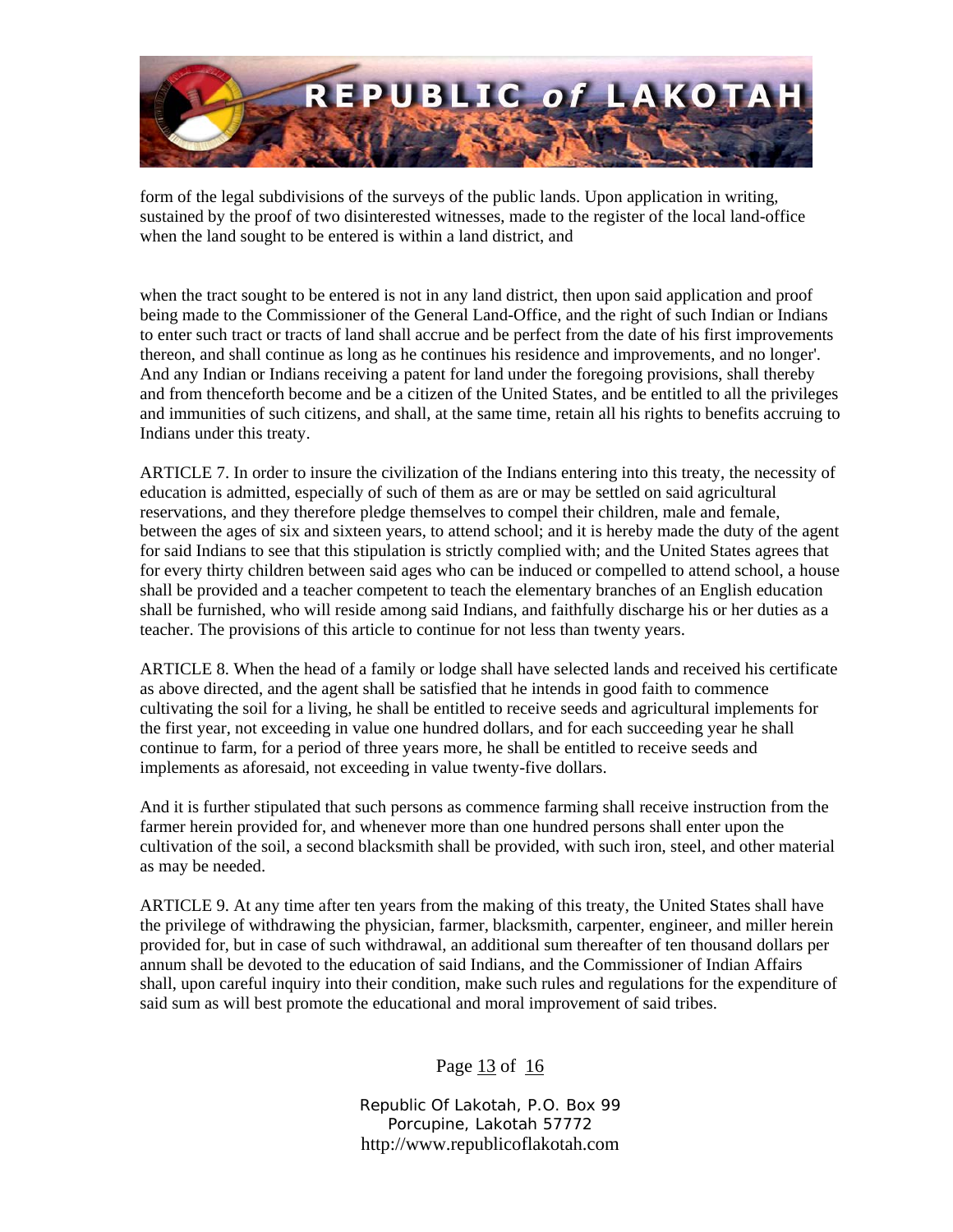form of the legal subdivisions of the surveys of the public lands. Upon application in writing, sustained by the proof of two disinterested witnesses, made to the register of the local land-office when the land sought to be entered is within a land district, and

when the tract sought to be entered is not in any land district, then upon said application and proof being made to the Commissioner of the General Land-Office, and the right of such Indian or Indians to enter such tract or tracts of land shall accrue and be perfect from the date of his first improvements thereon, and shall continue as long as he continues his residence and improvements, and no longer'. And any Indian or Indians receiving a patent for land under the foregoing provisions, shall thereby and from thenceforth become and be a citizen of the United States, and be entitled to all the privileges and immunities of such citizens, and shall, at the same time, retain all his rights to benefits accruing to Indians under this treaty.

ARTICLE 7. In order to insure the civilization of the Indians entering into this treaty, the necessity of education is admitted, especially of such of them as are or may be settled on said agricultural reservations, and they therefore pledge themselves to compel their children, male and female, between the ages of six and sixteen years, to attend school; and it is hereby made the duty of the agent for said Indians to see that this stipulation is strictly complied with; and the United States agrees that for every thirty children between said ages who can be induced or compelled to attend school, a house shall be provided and a teacher competent to teach the elementary branches of an English education shall be furnished, who will reside among said Indians, and faithfully discharge his or her duties as a teacher. The provisions of this article to continue for not less than twenty years.

ARTICLE 8. When the head of a family or lodge shall have selected lands and received his certificate as above directed, and the agent shall be satisfied that he intends in good faith to commence cultivating the soil for a living, he shall be entitled to receive seeds and agricultural implements for the first year, not exceeding in value one hundred dollars, and for each succeeding year he shall continue to farm, for a period of three years more, he shall be entitled to receive seeds and implements as aforesaid, not exceeding in value twenty-five dollars.

And it is further stipulated that such persons as commence farming shall receive instruction from the farmer herein provided for, and whenever more than one hundred persons shall enter upon the cultivation of the soil, a second blacksmith shall be provided, with such iron, steel, and other material as may be needed.

ARTICLE 9. At any time after ten years from the making of this treaty, the United States shall have the privilege of withdrawing the physician, farmer, blacksmith, carpenter, engineer, and miller herein provided for, but in case of such withdrawal, an additional sum thereafter of ten thousand dollars per annum shall be devoted to the education of said Indians, and the Commissioner of Indian Affairs shall, upon careful inquiry into their condition, make such rules and regulations for the expenditure of said sum as will best promote the educational and moral improvement of said tribes.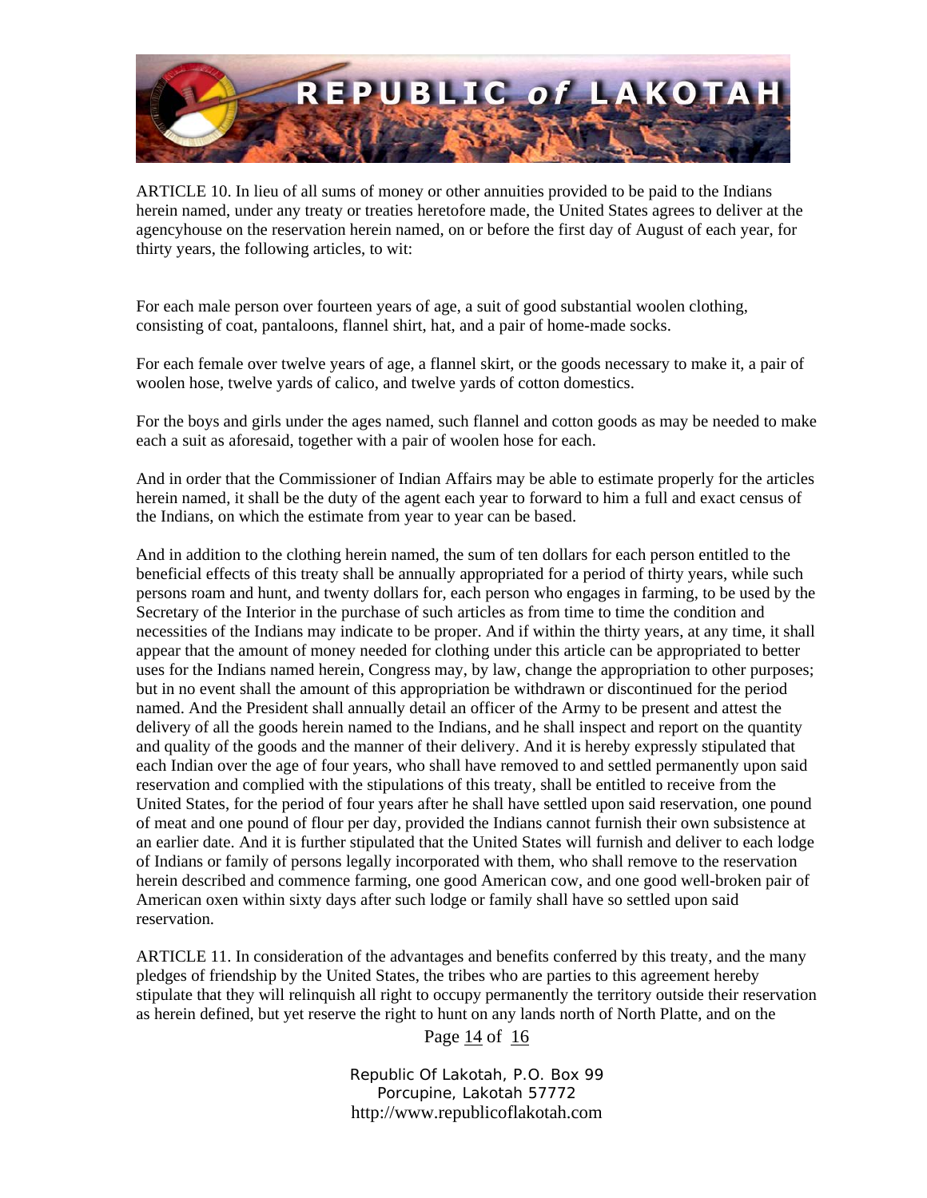ARTICLE 10. In lieu of all sums of money or other annuities provided to be paid to the Indians herein named, under any treaty or treaties heretofore made, the United States agrees to deliver at the agencyhouse on the reservation herein named, on or before the first day of August of each year, for thirty years, the following articles, to wit:

For each male person over fourteen years of age, a suit of good substantial woolen clothing, consisting of coat, pantaloons, flannel shirt, hat, and a pair of home-made socks.

For each female over twelve years of age, a flannel skirt, or the goods necessary to make it, a pair of woolen hose, twelve yards of calico, and twelve yards of cotton domestics.

For the boys and girls under the ages named, such flannel and cotton goods as may be needed to make each a suit as aforesaid, together with a pair of woolen hose for each.

And in order that the Commissioner of Indian Affairs may be able to estimate properly for the articles herein named, it shall be the duty of the agent each year to forward to him a full and exact census of the Indians, on which the estimate from year to year can be based.

And in addition to the clothing herein named, the sum of ten dollars for each person entitled to the beneficial effects of this treaty shall be annually appropriated for a period of thirty years, while such persons roam and hunt, and twenty dollars for, each person who engages in farming, to be used by the Secretary of the Interior in the purchase of such articles as from time to time the condition and necessities of the Indians may indicate to be proper. And if within the thirty years, at any time, it shall appear that the amount of money needed for clothing under this article can be appropriated to better uses for the Indians named herein, Congress may, by law, change the appropriation to other purposes; but in no event shall the amount of this appropriation be withdrawn or discontinued for the period named. And the President shall annually detail an officer of the Army to be present and attest the delivery of all the goods herein named to the Indians, and he shall inspect and report on the quantity and quality of the goods and the manner of their delivery. And it is hereby expressly stipulated that each Indian over the age of four years, who shall have removed to and settled permanently upon said reservation and complied with the stipulations of this treaty, shall be entitled to receive from the United States, for the period of four years after he shall have settled upon said reservation, one pound of meat and one pound of flour per day, provided the Indians cannot furnish their own subsistence at an earlier date. And it is further stipulated that the United States will furnish and deliver to each lodge of Indians or family of persons legally incorporated with them, who shall remove to the reservation herein described and commence farming, one good American cow, and one good well-broken pair of American oxen within sixty days after such lodge or family shall have so settled upon said reservation.

ARTICLE 11. In consideration of the advantages and benefits conferred by this treaty, and the many pledges of friendship by the United States, the tribes who are parties to this agreement hereby stipulate that they will relinquish all right to occupy permanently the territory outside their reservation as herein defined, but yet reserve the right to hunt on any lands north of North Platte, and on the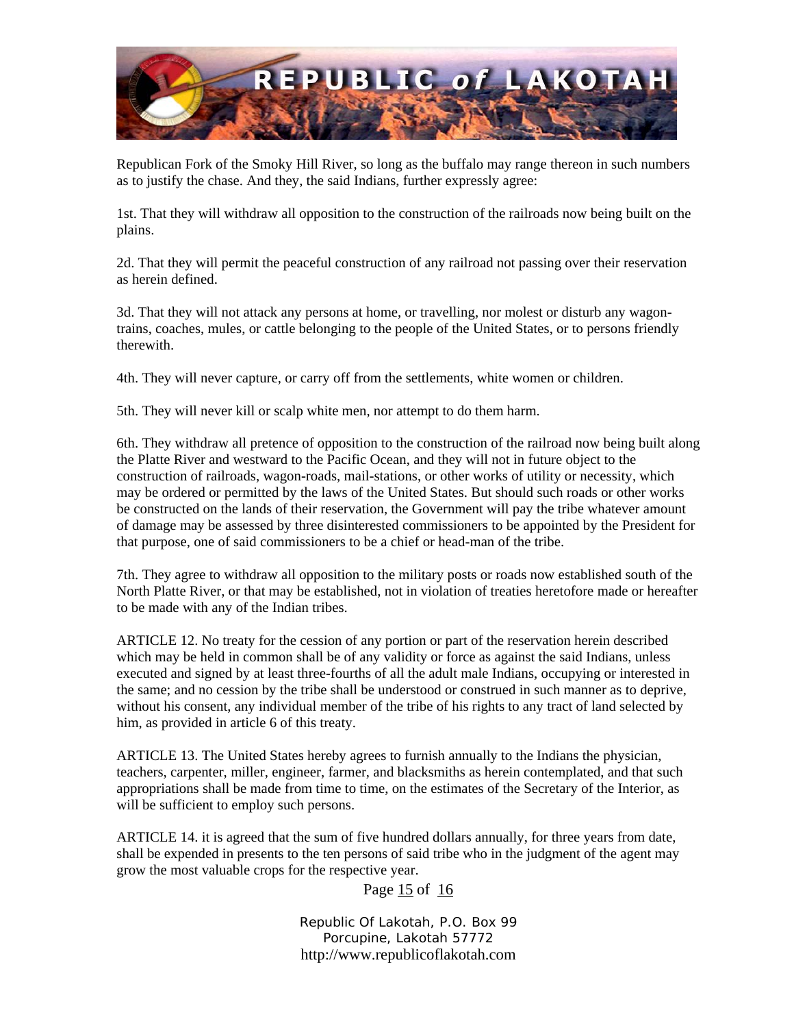Republican Fork of the Smoky Hill River, so long as the buffalo may range thereon in such numbers as to justify the chase. And they, the said Indians, further expressly agree:

1st. That they will withdraw all opposition to the construction of the railroads now being built on the plains.

2d. That they will permit the peaceful construction of any railroad not passing over their reservation as herein defined.

3d. That they will not attack any persons at home, or travelling, nor molest or disturb any wagon-trains, coaches, mules, or cattle belonging to the people of the United States, or to persons friendly therewith.

4th. They will never capture, or carry off from the settlements, white women or children.

5th. They will never kill or scalp white men, nor attempt to do them harm.

6th. They withdraw all pretence of opposition to the construction of the railroad now being built along the Platte River and westward to the Pacific Ocean, and they will not in future object to the construction of railroads, wagon-roads, mail-stations, or other works of utility or necessity, which may be ordered or permitted by the laws of the United States. But should such roads or other works be constructed on the lands of their reservation, the Government will pay the tribe whatever amount of damage may be assessed by three disinterested commissioners to be appointed by the President for that purpose, one of said commissioners to be a chief or head-man of the tribe.

7th. They agree to withdraw all opposition to the military posts or roads now established south of the North Platte River, or that may be established, not in violation of treaties heretofore made or hereafter to be made with any of the Indian tribes.

ARTICLE 12. No treaty for the cession of any portion or part of the reservation herein described which may be held in common shall be of any validity or force as against the said Indians, unless executed and signed by at least three-fourths of all the adult male Indians, occupying or interested in the same; and no cession by the tribe shall be understood or construed in such manner as to deprive, without his consent, any individual member of the tribe of his rights to any tract of land selected by him, as provided in article 6 of this treaty.

ARTICLE 13. The United States hereby agrees to furnish annually to the Indians the physician, teachers, carpenter, miller, engineer, farmer, and blacksmiths as herein contemplated, and that such appropriations shall be made from time to time, on the estimates of the Secretary of the Interior, as will be sufficient to employ such persons.

ARTICLE 14. it is agreed that the sum of five hundred dollars annually, for three years from date, shall be expended in presents to the ten persons of said tribe who in the judgment of the agent may grow the most valuable crops for the respective year.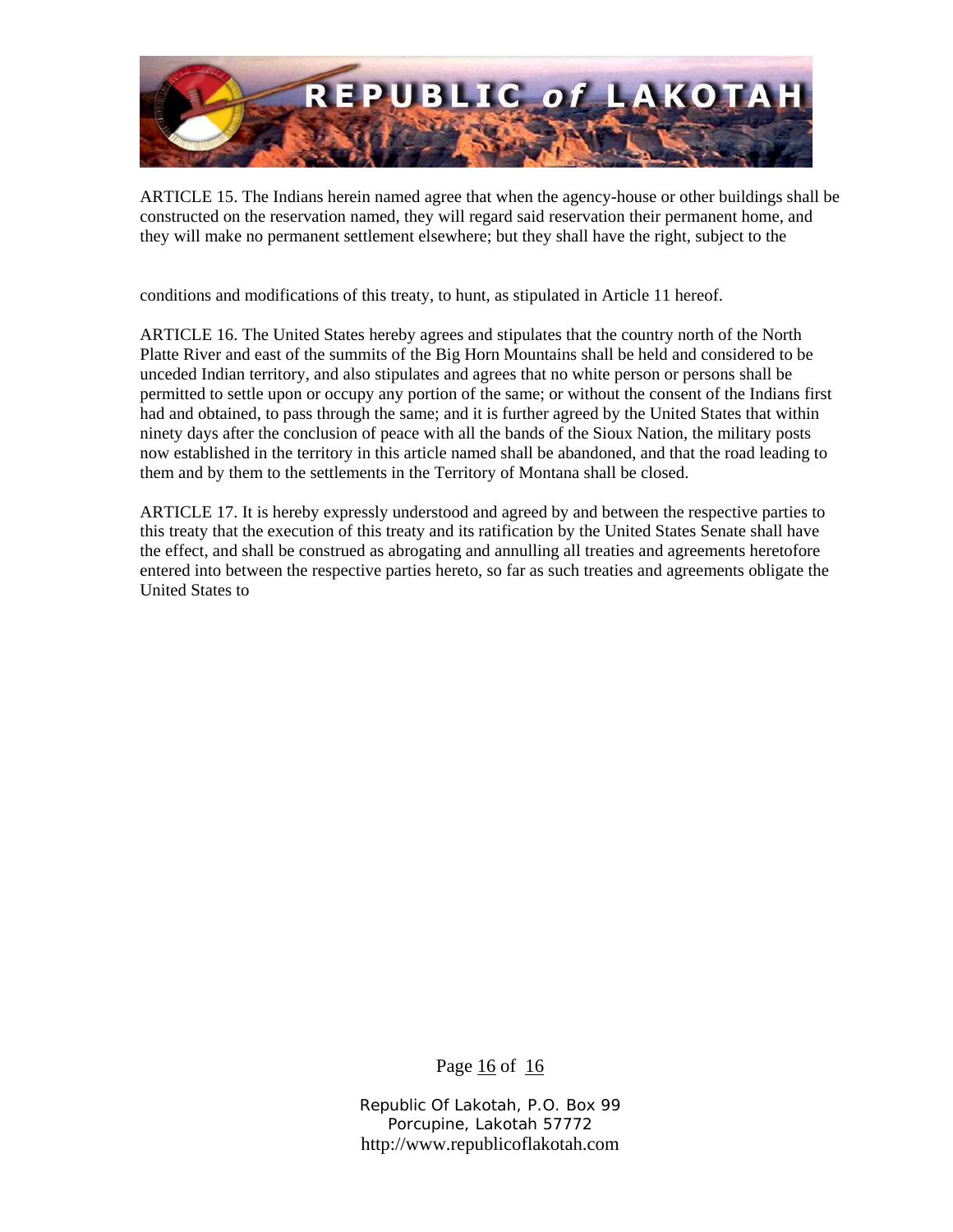ARTICLE 15. The Indians herein named agree that when the agency-house or other buildings shall be constructed on the reservation named, they will regard said reservation their permanent home, and they will make no permanent settlement elsewhere; but they shall have the right, subject to the conditions and modifications of this treaty, to hunt, as stipulated in Article 11 hereof.

ARTICLE 16. The United States hereby agrees and stipulates that the country north of the North Platte River and east of the summits of the Big Horn Mountains shall be held and considered to be unceded Indian territory, and also stipulates and agrees that no white person or persons shall be permitted to settle upon or occupy any portion of the same; or without the consent of the Indians first had and obtained, to pass through the same; and it is further agreed by the United States that within ninety days after the conclusion of peace with all the bands of the Sioux Nation, the military posts now established in the territory in this article named shall be abandoned, and that the road leading to them and by them to the settlements in the Territory of Montana shall be closed.

ARTICLE 17. It is hereby expressly understood and agreed by and between the respective parties to this treaty that the execution of this treaty and its ratification by the United States Senate shall have the effect, and shall be construed as abrogating and annulling all treaties and agreements heretofore entered into between the respective parties hereto, so far as such treaties and agreements obligate the United States to